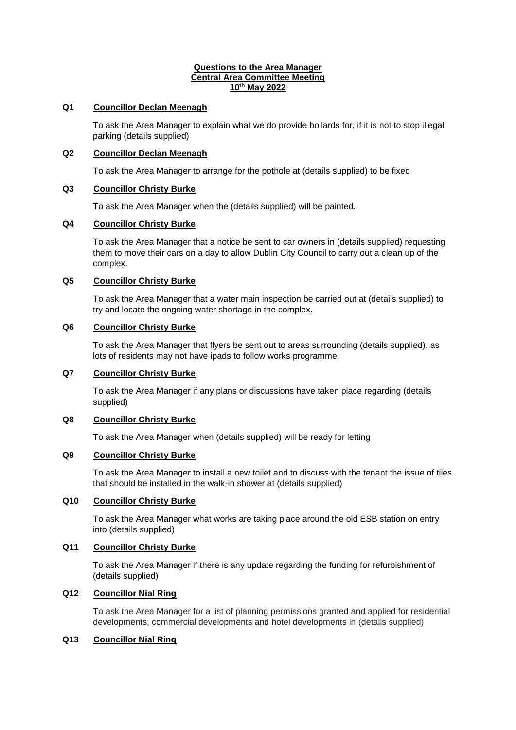**Questions to the Area Manager**
**Central Area Committee Meeting**
**10th May 2022**

**Q1 Councillor Declan Meenagh**

To ask the Area Manager to explain what we do provide bollards for, if it is not to stop illegal parking (details supplied)

**Q2 Councillor Declan Meenagh**

To ask the Area Manager to arrange for the pothole at (details supplied) to be fixed

**Q3 Councillor Christy Burke**

To ask the Area Manager when the (details supplied) will be painted.

**Q4 Councillor Christy Burke**

To ask the Area Manager that a notice be sent to car owners in (details supplied) requesting them to move their cars on a day to allow Dublin City Council to carry out a clean up of the complex.

**Q5 Councillor Christy Burke**

To ask the Area Manager that a water main inspection be carried out at (details supplied) to try and locate the ongoing water shortage in the complex.

**Q6 Councillor Christy Burke**

To ask the Area Manager that flyers be sent out to areas surrounding (details supplied), as lots of residents may not have ipads to follow works programme.

**Q7 Councillor Christy Burke**

To ask the Area Manager if any plans or discussions have taken place regarding (details supplied)

**Q8 Councillor Christy Burke**

To ask the Area Manager when (details supplied) will be ready for letting

**Q9 Councillor Christy Burke**

To ask the Area Manager to install a new toilet and to discuss with the tenant the issue of tiles that should be installed in the walk-in shower at (details supplied)

**Q10 Councillor Christy Burke**

To ask the Area Manager what works are taking place around the old ESB station on entry into (details supplied)

**Q11 Councillor Christy Burke**

To ask the Area Manager if there is any update regarding the funding for refurbishment of (details supplied)

**Q12 Councillor Nial Ring**

To ask the Area Manager for a list of planning permissions granted and applied for residential developments, commercial developments and hotel developments in (details supplied)

**Q13 Councillor Nial Ring**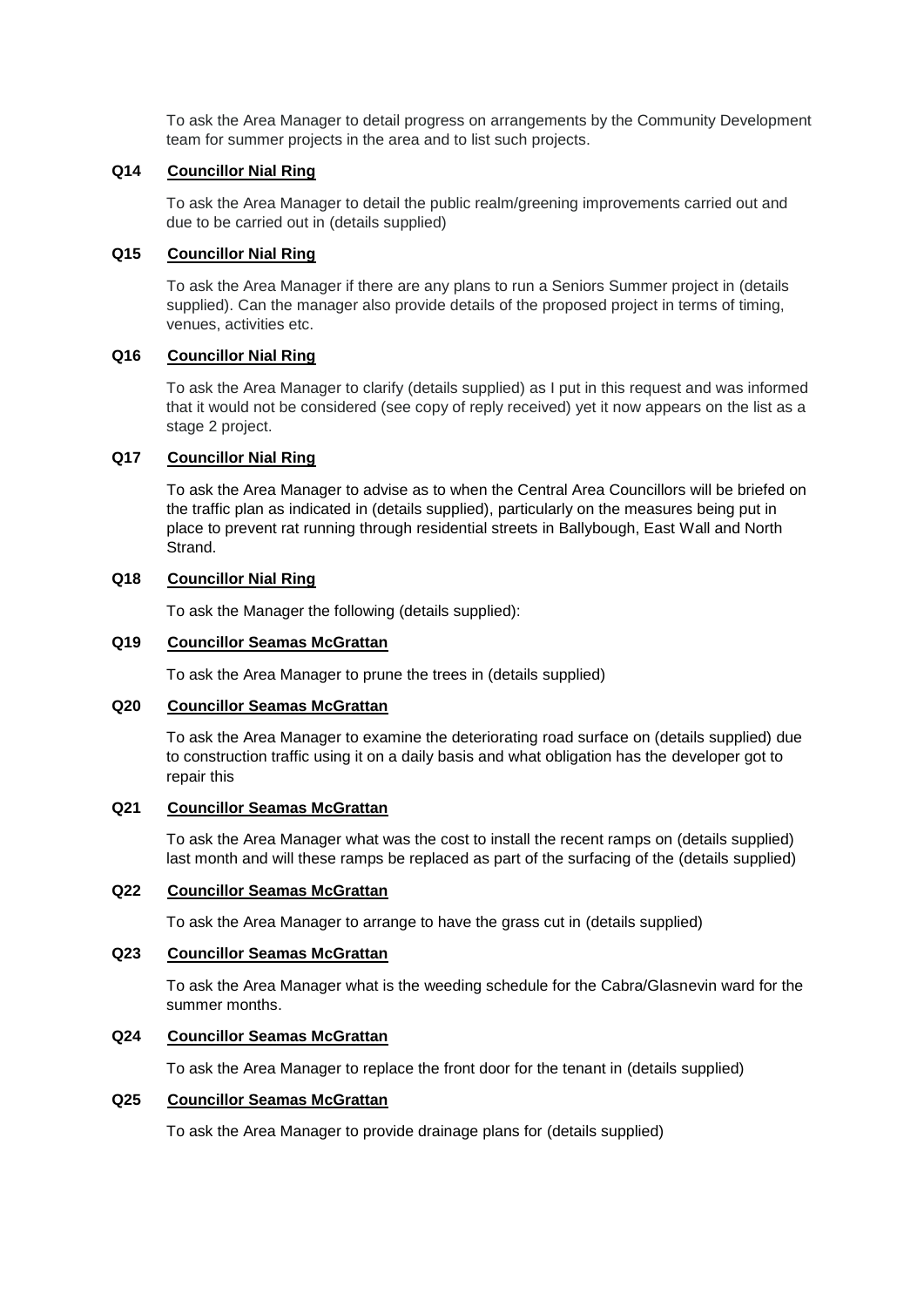To ask the Area Manager to detail progress on arrangements by the Community Development team for summer projects in the area and to list such projects.

**Q14 Councillor Nial Ring**

To ask the Area Manager to detail the public realm/greening improvements carried out and due to be carried out in (details supplied)

**Q15 Councillor Nial Ring**

To ask the Area Manager if there are any plans to run a Seniors Summer project in (details supplied). Can the manager also provide details of the proposed project in terms of timing, venues, activities etc.

**Q16 Councillor Nial Ring**

To ask the Area Manager to clarify (details supplied) as I put in this request and was informed that it would not be considered (see copy of reply received) yet it now appears on the list as a stage 2 project.

**Q17 Councillor Nial Ring**

To ask the Area Manager to advise as to when the Central Area Councillors will be briefed on the traffic plan as indicated in (details supplied), particularly on the measures being put in place to prevent rat running through residential streets in Ballybough, East Wall and North Strand.

**Q18 Councillor Nial Ring**

To ask the Manager the following (details supplied):

**Q19 Councillor Seamas McGrattan**

To ask the Area Manager to prune the trees in (details supplied)

**Q20 Councillor Seamas McGrattan**

To ask the Area Manager to examine the deteriorating road surface on (details supplied) due to construction traffic using it on a daily basis and what obligation has the developer got to repair this

**Q21 Councillor Seamas McGrattan**

To ask the Area Manager what was the cost to install the recent ramps on (details supplied) last month and will these ramps be replaced as part of the surfacing of the (details supplied)

**Q22 Councillor Seamas McGrattan**

To ask the Area Manager to arrange to have the grass cut in (details supplied)

**Q23 Councillor Seamas McGrattan**

To ask the Area Manager what is the weeding schedule for the Cabra/Glasnevin ward for the summer months.

**Q24 Councillor Seamas McGrattan**

To ask the Area Manager to replace the front door for the tenant in (details supplied)

**Q25 Councillor Seamas McGrattan**

To ask the Area Manager to provide drainage plans for (details supplied)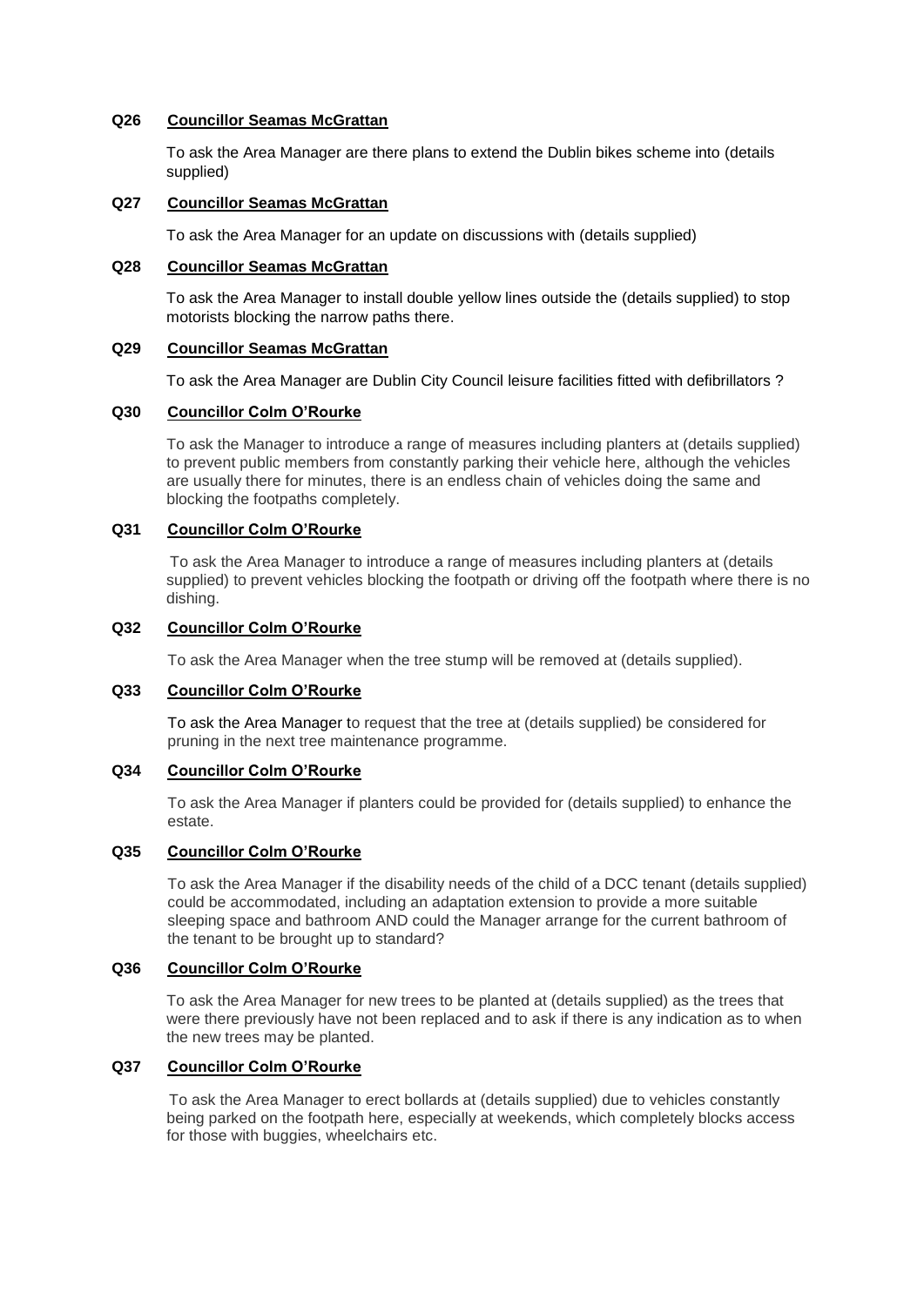**Q26 Councillor Seamas McGrattan**

To ask the Area Manager are there plans to extend the Dublin bikes scheme into (details supplied)

**Q27 Councillor Seamas McGrattan**

To ask the Area Manager for an update on discussions with (details supplied)

**Q28 Councillor Seamas McGrattan**

To ask the Area Manager to install double yellow lines outside the (details supplied) to stop motorists blocking the narrow paths there.

**Q29 Councillor Seamas McGrattan**

To ask the Area Manager are Dublin City Council leisure facilities fitted with defibrillators ?

**Q30 Councillor Colm O'Rourke**

To ask the Manager to introduce a range of measures including planters at (details supplied) to prevent public members from constantly parking their vehicle here, although the vehicles are usually there for minutes, there is an endless chain of vehicles doing the same and blocking the footpaths completely.

**Q31 Councillor Colm O'Rourke**

To ask the Area Manager to introduce a range of measures including planters at (details supplied) to prevent vehicles blocking the footpath or driving off the footpath where there is no dishing.

**Q32 Councillor Colm O'Rourke**

To ask the Area Manager when the tree stump will be removed at (details supplied).

**Q33 Councillor Colm O'Rourke**

To ask the Area Manager to request that the tree at (details supplied) be considered for pruning in the next tree maintenance programme.

**Q34 Councillor Colm O'Rourke**

To ask the Area Manager if planters could be provided for (details supplied) to enhance the estate.

**Q35 Councillor Colm O'Rourke**

To ask the Area Manager if the disability needs of the child of a DCC tenant (details supplied) could be accommodated, including an adaptation extension to provide a more suitable sleeping space and bathroom AND could the Manager arrange for the current bathroom of the tenant to be brought up to standard?

**Q36 Councillor Colm O'Rourke**

To ask the Area Manager for new trees to be planted at (details supplied) as the trees that were there previously have not been replaced and to ask if there is any indication as to when the new trees may be planted.

**Q37 Councillor Colm O'Rourke**

To ask the Area Manager to erect bollards at (details supplied) due to vehicles constantly being parked on the footpath here, especially at weekends, which completely blocks access for those with buggies, wheelchairs etc.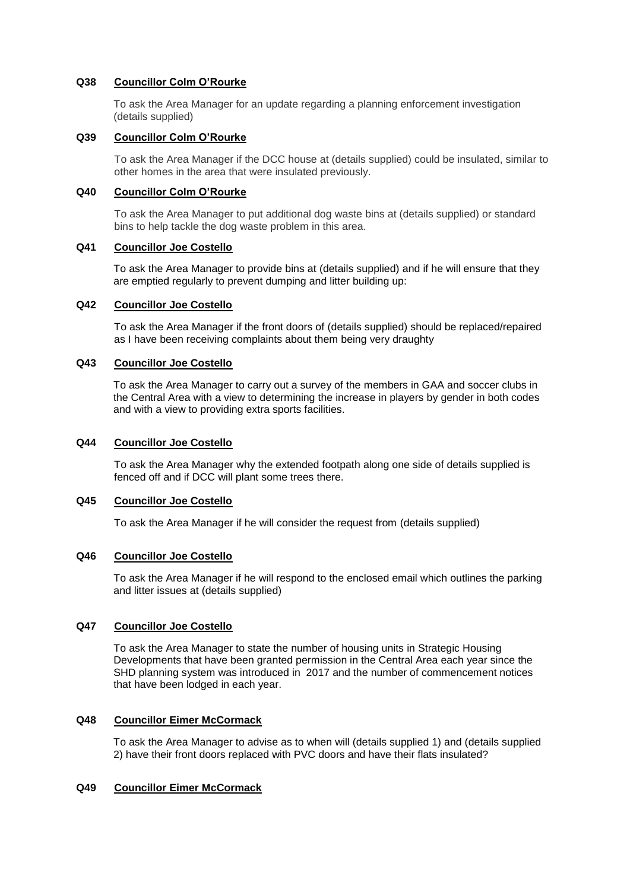**Q38** **Councillor Colm O'Rourke**

To ask the Area Manager for an update regarding a planning enforcement investigation (details supplied)

**Q39** **Councillor Colm O'Rourke**

To ask the Area Manager if the DCC house at (details supplied) could be insulated, similar to other homes in the area that were insulated previously.

**Q40** **Councillor Colm O'Rourke**

To ask the Area Manager to put additional dog waste bins at (details supplied) or standard bins to help tackle the dog waste problem in this area.

**Q41** **Councillor Joe Costello**

To ask the Area Manager to provide bins at (details supplied) and if he will ensure that they are emptied regularly to prevent dumping and litter building up:

**Q42** **Councillor Joe Costello**

To ask the Area Manager if the front doors of (details supplied) should be replaced/repaired as I have been receiving complaints about them being very draughty

**Q43** **Councillor Joe Costello**

To ask the Area Manager to carry out a survey of the members in GAA and soccer clubs in the Central Area with a view to determining the increase in players by gender in both codes and with a view to providing extra sports facilities.

**Q44** **Councillor Joe Costello**

To ask the Area Manager why the extended footpath along one side of details supplied is fenced off and if DCC will plant some trees there.

**Q45** **Councillor Joe Costello**

To ask the Area Manager if he will consider the request from (details supplied)

**Q46** **Councillor Joe Costello**

To ask the Area Manager if he will respond to the enclosed email which outlines the parking and litter issues at (details supplied)

**Q47** **Councillor Joe Costello**

To ask the Area Manager to state the number of housing units in Strategic Housing Developments that have been granted permission in the Central Area each year since the SHD planning system was introduced in 2017 and the number of commencement notices that have been lodged in each year.

**Q48** **Councillor Eimer McCormack**

To ask the Area Manager to advise as to when will (details supplied 1) and (details supplied 2) have their front doors replaced with PVC doors and have their flats insulated?

**Q49** **Councillor Eimer McCormack**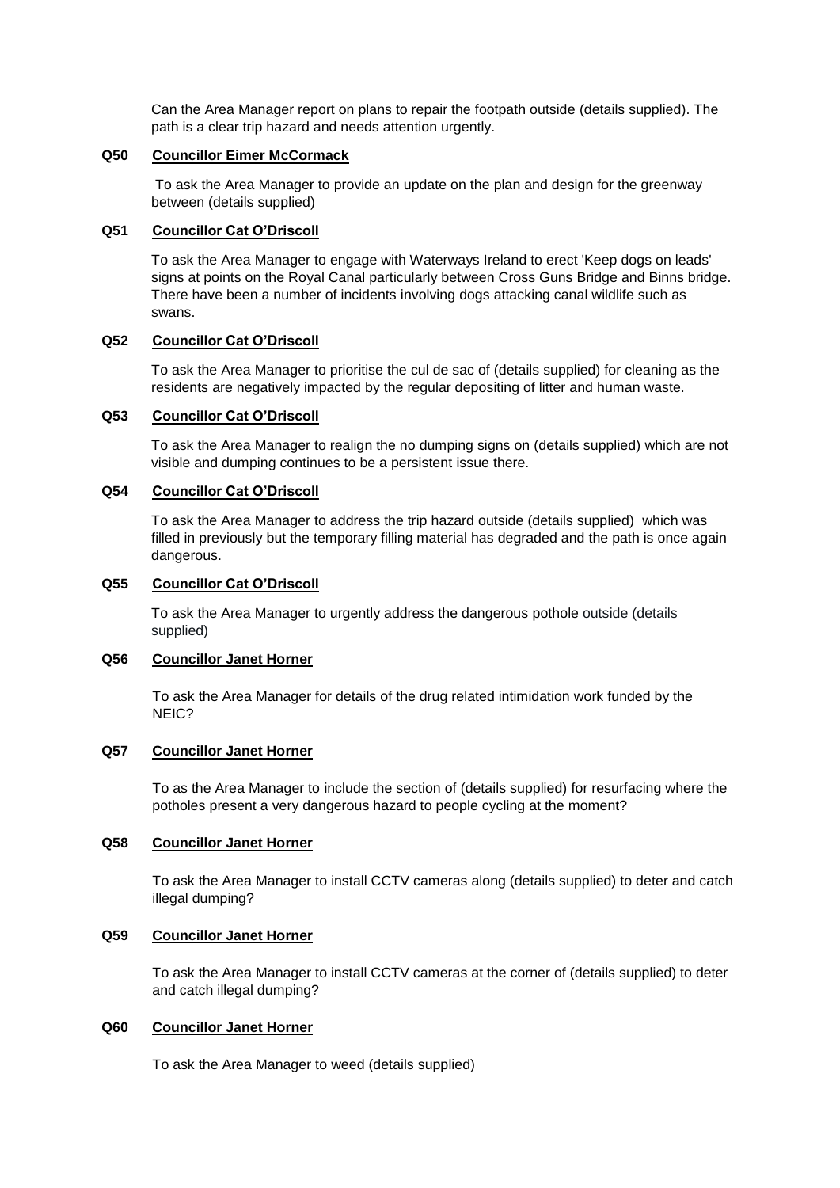Can the Area Manager report on plans to repair the footpath outside (details supplied). The path is a clear trip hazard and needs attention urgently.

**Q50 Councillor Eimer McCormack**

To ask the Area Manager to provide an update on the plan and design for the greenway between (details supplied)

**Q51 Councillor Cat O'Driscoll**

To ask the Area Manager to engage with Waterways Ireland to erect 'Keep dogs on leads' signs at points on the Royal Canal particularly between Cross Guns Bridge and Binns bridge. There have been a number of incidents involving dogs attacking canal wildlife such as swans.

**Q52 Councillor Cat O'Driscoll**

To ask the Area Manager to prioritise the cul de sac of (details supplied) for cleaning as the residents are negatively impacted by the regular depositing of litter and human waste.

**Q53 Councillor Cat O'Driscoll**

To ask the Area Manager to realign the no dumping signs on (details supplied) which are not visible and dumping continues to be a persistent issue there.

**Q54 Councillor Cat O'Driscoll**

To ask the Area Manager to address the trip hazard outside (details supplied) which was filled in previously but the temporary filling material has degraded and the path is once again dangerous.

**Q55 Councillor Cat O'Driscoll**

To ask the Area Manager to urgently address the dangerous pothole outside (details supplied)

**Q56 Councillor Janet Horner**

To ask the Area Manager for details of the drug related intimidation work funded by the NEIC?

**Q57 Councillor Janet Horner**

To as the Area Manager to include the section of (details supplied) for resurfacing where the potholes present a very dangerous hazard to people cycling at the moment?

**Q58 Councillor Janet Horner**

To ask the Area Manager to install CCTV cameras along (details supplied) to deter and catch illegal dumping?

**Q59 Councillor Janet Horner**

To ask the Area Manager to install CCTV cameras at the corner of (details supplied) to deter and catch illegal dumping?

**Q60 Councillor Janet Horner**

To ask the Area Manager to weed (details supplied)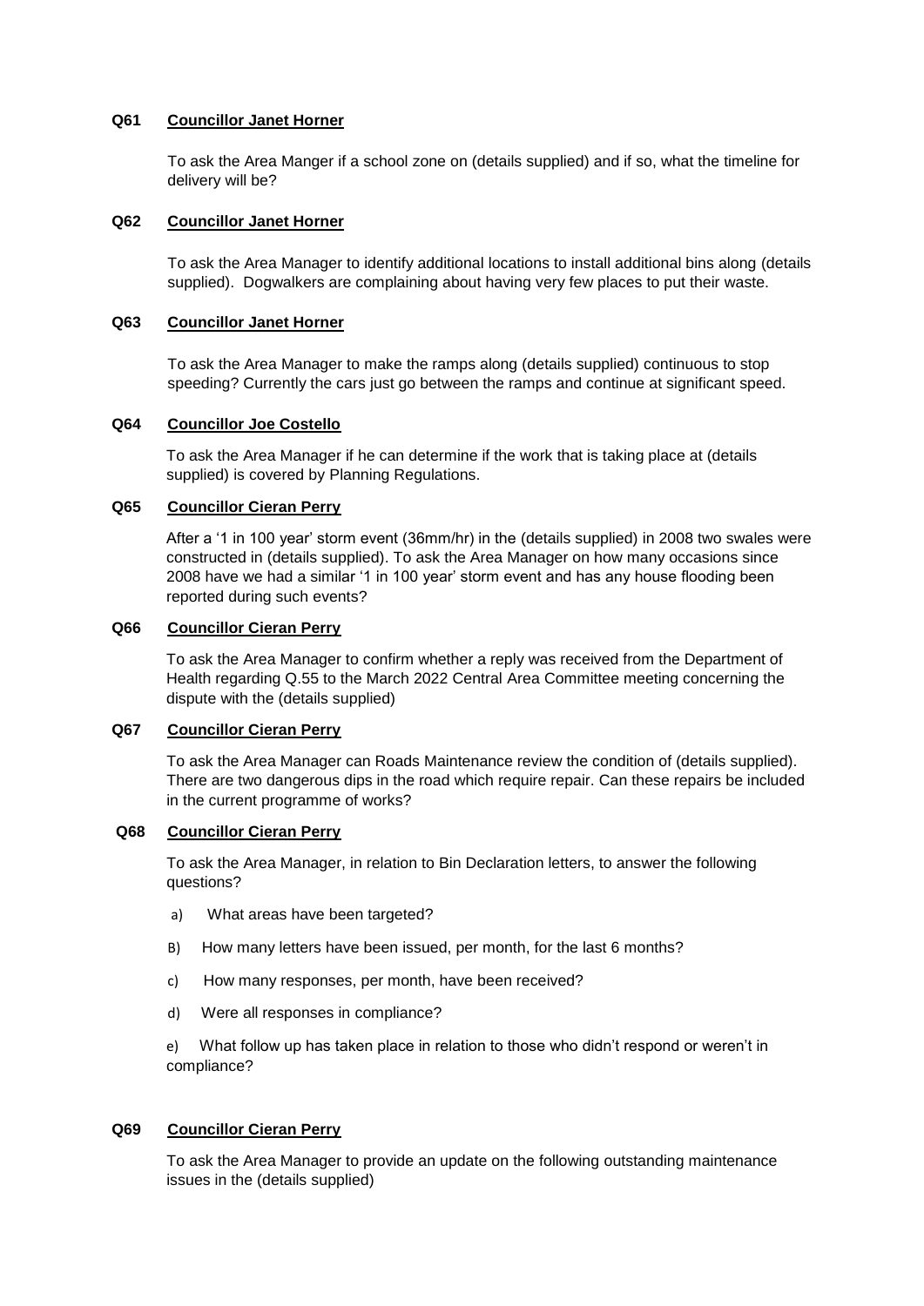**Q61 Councillor Janet Horner**

To ask the Area Manger if a school zone on (details supplied) and if so, what the timeline for delivery will be?

**Q62 Councillor Janet Horner**

To ask the Area Manager to identify additional locations to install additional bins along (details supplied). Dogwalkers are complaining about having very few places to put their waste.

**Q63 Councillor Janet Horner**

To ask the Area Manager to make the ramps along (details supplied) continuous to stop speeding? Currently the cars just go between the ramps and continue at significant speed.

**Q64 Councillor Joe Costello**

To ask the Area Manager if he can determine if the work that is taking place at (details supplied) is covered by Planning Regulations.

**Q65 Councillor Cieran Perry**

After a '1 in 100 year' storm event (36mm/hr) in the (details supplied) in 2008 two swales were constructed in (details supplied). To ask the Area Manager on how many occasions since 2008 have we had a similar '1 in 100 year' storm event and has any house flooding been reported during such events?

**Q66 Councillor Cieran Perry**

To ask the Area Manager to confirm whether a reply was received from the Department of Health regarding Q.55 to the March 2022 Central Area Committee meeting concerning the dispute with the (details supplied)

**Q67 Councillor Cieran Perry**

To ask the Area Manager can Roads Maintenance review the condition of (details supplied). There are two dangerous dips in the road which require repair. Can these repairs be included in the current programme of works?

**Q68 Councillor Cieran Perry**

To ask the Area Manager, in relation to Bin Declaration letters, to answer the following questions?

a) What areas have been targeted?

B) How many letters have been issued, per month, for the last 6 months?

c) How many responses, per month, have been received?

d) Were all responses in compliance?

e) What follow up has taken place in relation to those who didn't respond or weren't in compliance?

**Q69 Councillor Cieran Perry**

To ask the Area Manager to provide an update on the following outstanding maintenance issues in the (details supplied)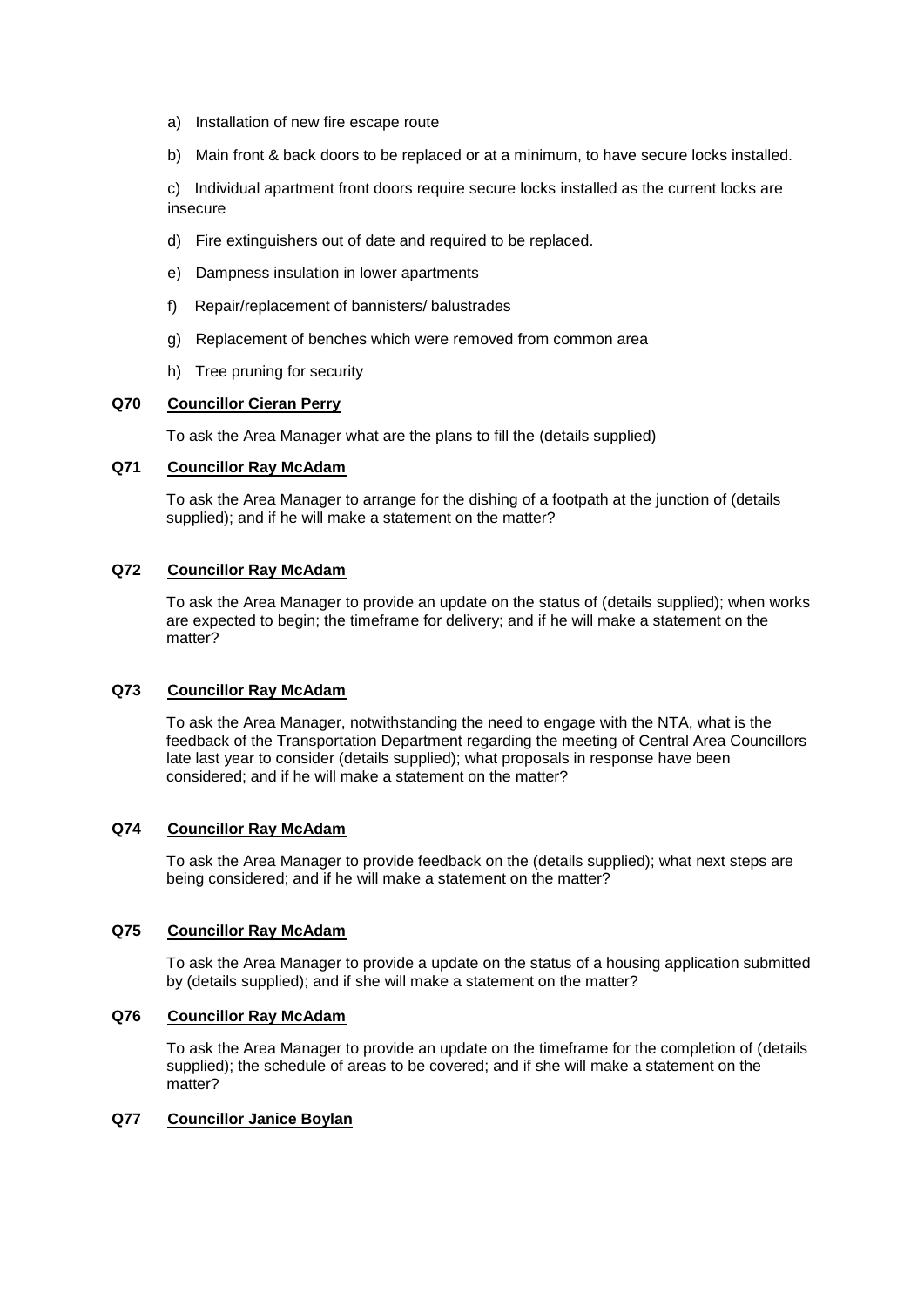a) Installation of new fire escape route

b) Main front & back doors to be replaced or at a minimum, to have secure locks installed.

c) Individual apartment front doors require secure locks installed as the current locks are insecure

d) Fire extinguishers out of date and required to be replaced.

e) Dampness insulation in lower apartments

f) Repair/replacement of bannisters/ balustrades

g) Replacement of benches which were removed from common area

h) Tree pruning for security

**Q70 Councillor Cieran Perry**

To ask the Area Manager what are the plans to fill the (details supplied)

**Q71 Councillor Ray McAdam**

To ask the Area Manager to arrange for the dishing of a footpath at the junction of (details supplied); and if he will make a statement on the matter?

**Q72 Councillor Ray McAdam**

To ask the Area Manager to provide an update on the status of (details supplied); when works are expected to begin; the timeframe for delivery; and if he will make a statement on the matter?

**Q73 Councillor Ray McAdam**

To ask the Area Manager, notwithstanding the need to engage with the NTA, what is the feedback of the Transportation Department regarding the meeting of Central Area Councillors late last year to consider (details supplied); what proposals in response have been considered; and if he will make a statement on the matter?

**Q74 Councillor Ray McAdam**

To ask the Area Manager to provide feedback on the (details supplied); what next steps are being considered; and if he will make a statement on the matter?

**Q75 Councillor Ray McAdam**

To ask the Area Manager to provide a update on the status of a housing application submitted by (details supplied); and if she will make a statement on the matter?

**Q76 Councillor Ray McAdam**

To ask the Area Manager to provide an update on the timeframe for the completion of (details supplied); the schedule of areas to be covered; and if she will make a statement on the matter?

**Q77 Councillor Janice Boylan**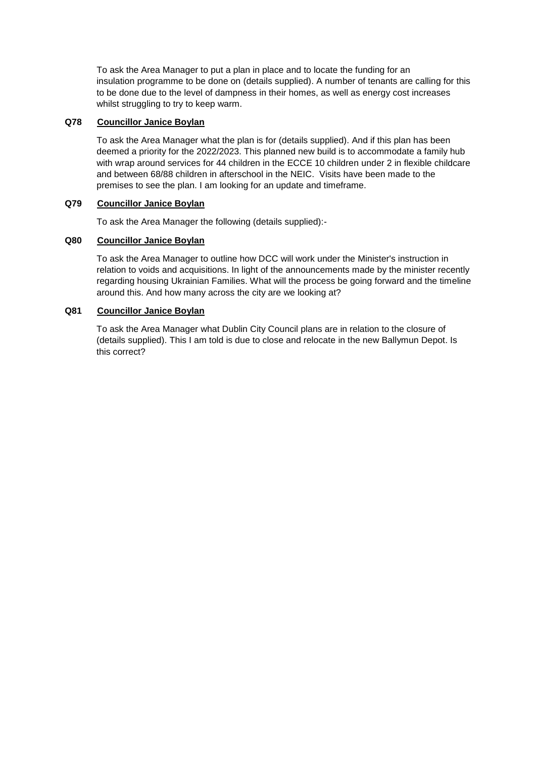To ask the Area Manager to put a plan in place and to locate the funding for an insulation programme to be done on (details supplied). A number of tenants are calling for this to be done due to the level of dampness in their homes, as well as energy cost increases whilst struggling to try to keep warm.

**Q78 Councillor Janice Boylan**

To ask the Area Manager what the plan is for (details supplied). And if this plan has been deemed a priority for the 2022/2023. This planned new build is to accommodate a family hub with wrap around services for 44 children in the ECCE 10 children under 2 in flexible childcare and between 68/88 children in afterschool in the NEIC. Visits have been made to the premises to see the plan. I am looking for an update and timeframe.

**Q79 Councillor Janice Boylan**

To ask the Area Manager the following (details supplied):-

**Q80 Councillor Janice Boylan**

To ask the Area Manager to outline how DCC will work under the Minister's instruction in relation to voids and acquisitions. In light of the announcements made by the minister recently regarding housing Ukrainian Families. What will the process be going forward and the timeline around this. And how many across the city are we looking at?

**Q81 Councillor Janice Boylan**

To ask the Area Manager what Dublin City Council plans are in relation to the closure of (details supplied). This I am told is due to close and relocate in the new Ballymun Depot. Is this correct?